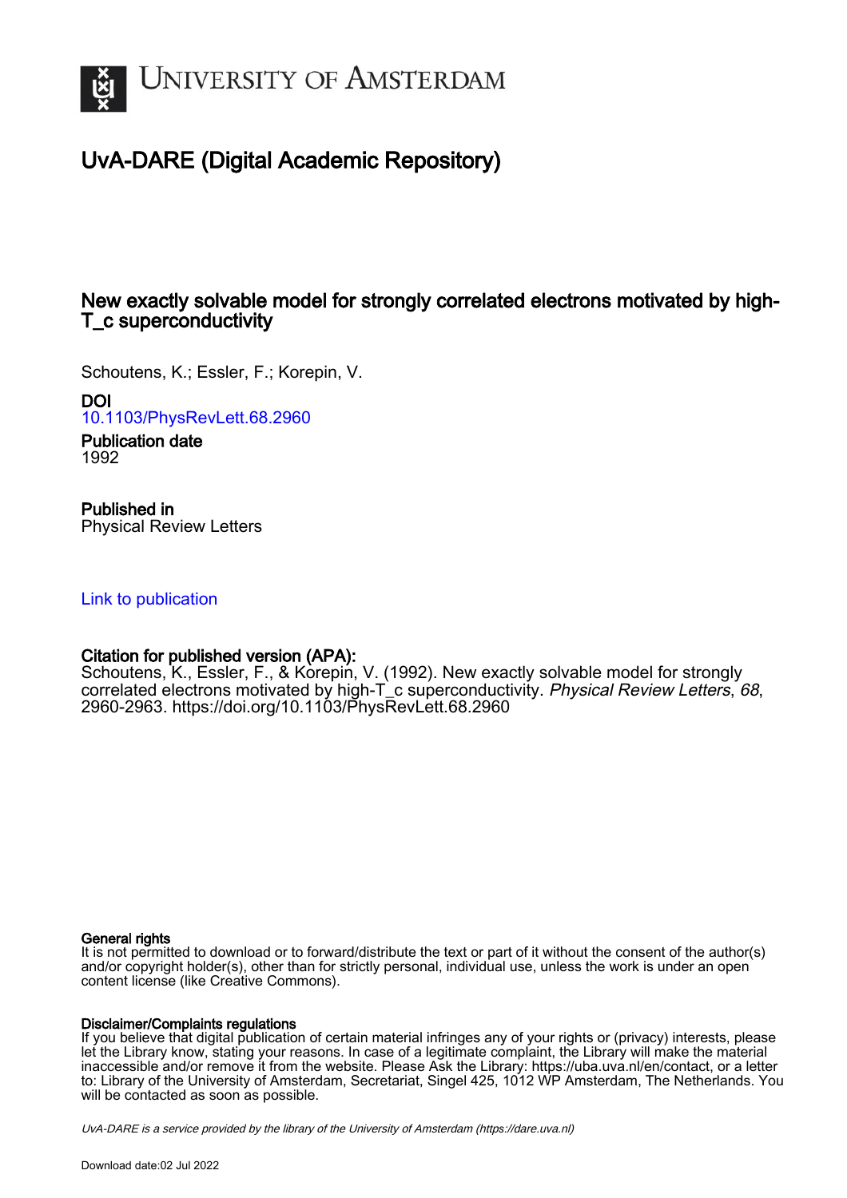# University of Amsterdam

## UvA-DARE (Digital Academic Repository)

### New exactly solvable model for strongly correlated electrons motivated by high-T_c superconductivity

Schoutens, K.; Essler, F.; Korepin, V.

**DOI**
10.1103/PhysRevLett.68.2960

**Publication date**
1992

**Published in**
Physical Review Letters

Link to publication

**Citation for published version (APA):**
Schoutens, K., Essler, F., & Korepin, V. (1992). New exactly solvable model for strongly correlated electrons motivated by high-T_c superconductivity. *Physical Review Letters*, *68*, 2960-2963. https://doi.org/10.1103/PhysRevLett.68.2960

**General rights**
It is not permitted to download or to forward/distribute the text or part of it without the consent of the author(s) and/or copyright holder(s), other than for strictly personal, individual use, unless the work is under an open content license (like Creative Commons).

**Disclaimer/Complaints regulations**
If you believe that digital publication of certain material infringes any of your rights or (privacy) interests, please let the Library know, stating your reasons. In case of a legitimate complaint, the Library will make the material inaccessible and/or remove it from the website. Please Ask the Library: https://uba.uva.nl/en/contact, or a letter to: Library of the University of Amsterdam, Secretariat, Singel 425, 1012 WP Amsterdam, The Netherlands. You will be contacted as soon as possible.

*UvA-DARE is a service provided by the library of the University of Amsterdam (https://dare.uva.nl)*

Download date:02 Jul 2022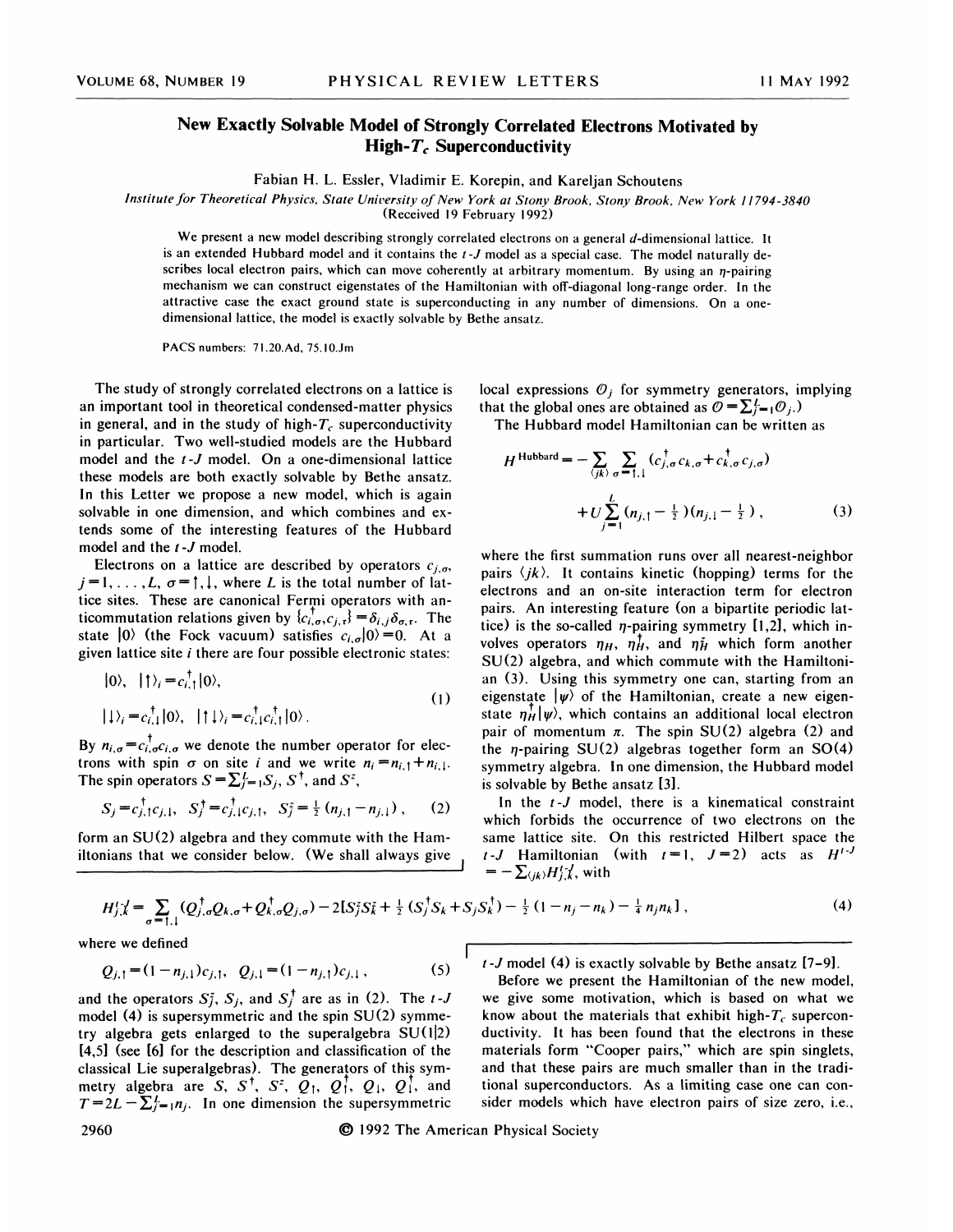# New Exactly Solvable Model of Strongly Correlated Electrons Motivated by High-$T_c$ Superconductivity

Fabian H. L. Essler, Vladimir E. Korepin, and Kareljan Schoutens

*Institute for Theoretical Physics, State University of New York at Stony Brook, Stony Brook, New York 11794-3840*
(Received 19 February 1992)

We present a new model describing strongly correlated electrons on a general $d$-dimensional lattice. It is an extended Hubbard model and it contains the $t$-$J$ model as a special case. The model naturally describes local electron pairs, which can move coherently at arbitrary momentum. By using an $\eta$-pairing mechanism we can construct eigenstates of the Hamiltonian with off-diagonal long-range order. In the attractive case the exact ground state is superconducting in any number of dimensions. On a one-dimensional lattice, the model is exactly solvable by Bethe ansatz.

PACS numbers: 71.20.Ad, 75.10.Jm

The study of strongly correlated electrons on a lattice is an important tool in theoretical condensed-matter physics in general, and in the study of high-$T_c$ superconductivity in particular. Two well-studied models are the Hubbard model and the $t$-$J$ model. On a one-dimensional lattice these models are both exactly solvable by Bethe ansatz. In this Letter we propose a new model, which is again solvable in one dimension, and which combines and extends some of the interesting features of the Hubbard model and the $t$-$J$ model.

Electrons on a lattice are described by operators $c_{j,\sigma}$, $j=1,\ldots,L$, $\sigma=\uparrow,\downarrow$, where $L$ is the total number of lattice sites. These are canonical Fermi operators with anticommutation relations given by $\{c_{i,\sigma}^\dagger,c_{j,\tau}\}=\delta_{i,j}\delta_{\sigma,\tau}$. The state $|0\rangle$ (the Fock vacuum) satisfies $c_{i,\sigma}|0\rangle=0$. At a given lattice site $i$ there are four possible electronic states:

$$|0\rangle,\quad |\uparrow\rangle_i=c_{i,\uparrow}^\dagger|0\rangle,$$
$$|\downarrow\rangle_i=c_{i,\downarrow}^\dagger|0\rangle,\quad |\uparrow\downarrow\rangle_i=c_{i,\downarrow}^\dagger c_{i,\uparrow}^\dagger|0\rangle\,. \tag{1}$$

By $n_{i,\sigma}=c_{i,\sigma}^\dagger c_{i,\sigma}$ we denote the number operator for electrons with spin $\sigma$ on site $i$ and we write $n_i=n_{i,\uparrow}+n_{i,\downarrow}$. The spin operators $S=\sum_{j=1}^L S_j$, $S^\dagger$, and $S^z$,

$$S_j=c_{j,\uparrow}^\dagger c_{j,\downarrow},\quad S_j^\dagger=c_{j,\downarrow}^\dagger c_{j,\uparrow},\quad S_j^z=\tfrac{1}{2}(n_{j,\uparrow}-n_{j,\downarrow})\,, \tag{2}$$

form an SU(2) algebra and they commute with the Hamiltonians that we consider below. (We shall always give local expressions $\mathcal{O}_j$ for symmetry generators, implying that the global ones are obtained as $\mathcal{O}=\sum_{j=1}^L\mathcal{O}_j$.)

The Hubbard model Hamiltonian can be written as

$$H^{\text{Hubbard}}=-\sum_{\langle jk\rangle}\sum_{\sigma=\uparrow,\downarrow}(c_{j,\sigma}^\dagger c_{k,\sigma}+c_{k,\sigma}^\dagger c_{j,\sigma})+U\sum_{j=1}^{L}(n_{j,\uparrow}-\tfrac{1}{2})(n_{j,\downarrow}-\tfrac{1}{2})\,, \tag{3}$$

where the first summation runs over all nearest-neighbor pairs $\langle jk\rangle$. It contains kinetic (hopping) terms for the electrons and an on-site interaction term for electron pairs. An interesting feature (on a bipartite periodic lattice) is the so-called $\eta$-pairing symmetry [1,2], which involves operators $\eta_H$, $\eta_H^\dagger$, and $\eta_H^z$ which form another SU(2) algebra, and which commute with the Hamiltonian (3). Using this symmetry one can, starting from an eigenstate $|\psi\rangle$ of the Hamiltonian, create a new eigenstate $\eta_H^\dagger|\psi\rangle$, which contains an additional local electron pair of momentum $\pi$. The spin SU(2) algebra (2) and the $\eta$-pairing SU(2) algebras together form an SO(4) symmetry algebra. In one dimension, the Hubbard model is solvable by Bethe ansatz [3].

In the $t$-$J$ model, there is a kinematical constraint which forbids the occurrence of two electrons on the same lattice site. On this restricted Hilbert space the $t$-$J$ Hamiltonian (with $t=1$, $J=2$) acts as $H^{t\text{-}J}=-\sum_{\langle jk\rangle}H_{j,k}^{t\text{-}J}$, with

$$H_{j,k}^{t\text{-}J}=\sum_{\sigma=\uparrow,\downarrow}(Q_{j,\sigma}^\dagger Q_{k,\sigma}+Q_{k,\sigma}^\dagger Q_{j,\sigma})-2[S_j^zS_k^z+\tfrac{1}{2}(S_j^\dagger S_k+S_jS_k^\dagger)-\tfrac{1}{2}(1-n_j-n_k)-\tfrac{1}{4}n_jn_k]\,, \tag{4}$$

where we defined

$$Q_{j,\uparrow}=(1-n_{j,\downarrow})c_{j,\uparrow},\quad Q_{j,\downarrow}=(1-n_{j,\uparrow})c_{j,\downarrow}\,, \tag{5}$$

and the operators $S_j^z$, $S_j$, and $S_j^\dagger$ are as in (2). The $t$-$J$ model (4) is supersymmetric and the spin SU(2) symmetry algebra gets enlarged to the superalgebra SU(1|2) [4,5] (see [6] for the description and classification of the classical Lie superalgebras). The generators of this symmetry algebra are $S$, $S^\dagger$, $S^z$, $Q_\uparrow$, $Q_\uparrow^\dagger$, $Q_\downarrow$, $Q_\downarrow^\dagger$, and $T=2L-\sum_{j=1}^L n_j$. In one dimension the supersymmetric $t$-$J$ model (4) is exactly solvable by Bethe ansatz [7-9].

Before we present the Hamiltonian of the new model, we give some motivation, which is based on what we know about the materials that exhibit high-$T_c$ superconductivity. It has been found that the electrons in these materials form "Cooper pairs," which are spin singlets, and that these pairs are much smaller than in the traditional superconductors. As a limiting case one can consider models which have electron pairs of size zero, i.e.,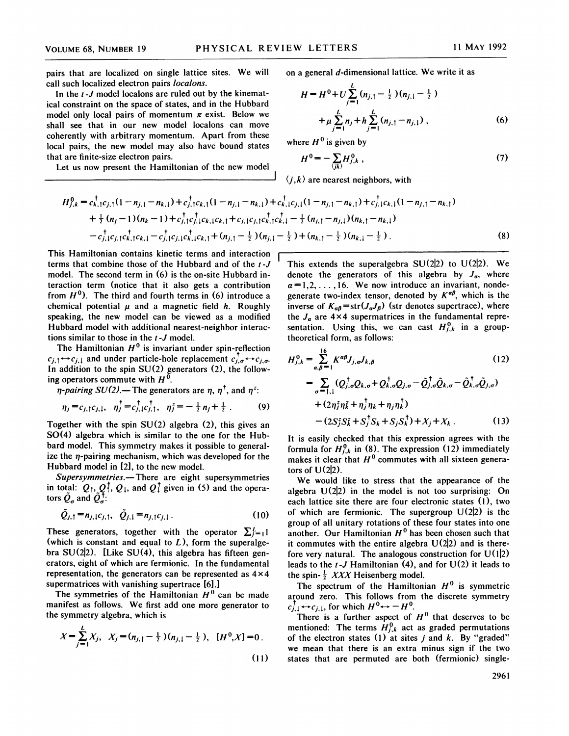pairs that are localized on single lattice sites. We will call such localized electron pairs *localons*.

In the $t$-$J$ model localons are ruled out by the kinematical constraint on the space of states, and in the Hubbard model only local pairs of momentum $\pi$ exist. Below we shall see that in our new model localons can move coherently with arbitrary momentum. Apart from these local pairs, the new model may also have bound states that are finite-size electron pairs.

Let us now present the Hamiltonian of the new model on a general $d$-dimensional lattice. We write it as

$$H = H^0 + U\sum_{j=1}^{L}(n_{j,\uparrow}-\tfrac{1}{2})(n_{j,\downarrow}-\tfrac{1}{2}) + \mu\sum_{j=1}^{L} n_j + h\sum_{j=1}^{L}(n_{j,\uparrow}-n_{j,\downarrow}), \tag{6}$$

where $H^0$ is given by

$$H^0 = -\sum_{\langle jk\rangle} H^0_{j,k}, \tag{7}$$

$\langle j,k\rangle$ are nearest neighbors, with

$$\begin{aligned}
H^0_{j,k} = {} & c^\dagger_{k,\uparrow}c_{j,\uparrow}(1-n_{j,\downarrow}-n_{k,\downarrow}) + c^\dagger_{j,\uparrow}c_{k,\uparrow}(1-n_{j,\downarrow}-n_{k,\downarrow}) + c^\dagger_{k,\downarrow}c_{j,\downarrow}(1-n_{j,\uparrow}-n_{k,\uparrow}) + c^\dagger_{j,\downarrow}c_{k,\downarrow}(1-n_{j,\uparrow}-n_{k,\uparrow}) \\
& + \tfrac{1}{2}(n_j-1)(n_k-1) + c^\dagger_{j,\uparrow}c^\dagger_{j,\downarrow}c_{k,\downarrow}c_{k,\uparrow} + c_{j,\downarrow}c_{j,\uparrow}c^\dagger_{k,\uparrow}c^\dagger_{k,\downarrow} - \tfrac{1}{2}(n_{j,\uparrow}-n_{j,\downarrow})(n_{k,\uparrow}-n_{k,\downarrow}) \\
& - c^\dagger_{j,\downarrow}c_{j,\uparrow}c^\dagger_{k,\uparrow}c_{k,\downarrow} - c^\dagger_{j,\uparrow}c_{j,\downarrow}c^\dagger_{k,\downarrow}c_{k,\uparrow} + (n_{j,\uparrow}-\tfrac{1}{2})(n_{j,\downarrow}-\tfrac{1}{2}) + (n_{k,\uparrow}-\tfrac{1}{2})(n_{k,\downarrow}-\tfrac{1}{2}).
\end{aligned} \tag{8}$$

This Hamiltonian contains kinetic terms and interaction terms that combine those of the Hubbard and of the $t$-$J$ model. The second term in (6) is the on-site Hubbard interaction term (notice that it also gets a contribution from $H^0$). The third and fourth terms in (6) introduce a chemical potential $\mu$ and a magnetic field $h$. Roughly speaking, the new model can be viewed as a modified Hubbard model with additional nearest-neighbor interactions similar to those in the $t$-$J$ model.

The Hamiltonian $H^0$ is invariant under spin-reflection $c_{j,\uparrow}\leftrightarrow c_{j,\downarrow}$ and under particle-hole replacement $c^\dagger_{j,\sigma}\leftrightarrow c_{j,\sigma}$. In addition to the spin SU(2) generators (2), the following operators commute with $H^0$.

*$\eta$-pairing SU(2).*—The generators are $\eta$, $\eta^\dagger$, and $\eta^z$:

$$\eta_j = c_{j,\uparrow}c_{j,\downarrow},\quad \eta^\dagger_j = c^\dagger_{j,\downarrow}c^\dagger_{j,\uparrow},\quad \eta^z_j = -\tfrac{1}{2}n_j + \tfrac{1}{2}. \tag{9}$$

Together with the spin SU(2) algebra (2), this gives an SO(4) algebra which is similar to the one for the Hubbard model. This symmetry makes it possible to generalize the $\eta$-pairing mechanism, which was developed for the Hubbard model in [2], to the new model.

*Supersymmetries.*—There are eight supersymmetries in total: $Q_\uparrow$, $Q^\dagger_\uparrow$, $Q_\downarrow$, and $Q^\dagger_\downarrow$ given in (5) and the operators $\tilde{Q}_\sigma$ and $\tilde{Q}^\dagger_\sigma$:

$$\tilde{Q}_{j,\uparrow} = n_{j,\downarrow}c_{j,\uparrow},\quad \tilde{Q}_{j,\downarrow} = n_{j,\uparrow}c_{j,\downarrow}. \tag{10}$$

These generators, together with the operator $\sum_{j=1}^{L}1$ (which is constant and equal to $L$), form the superalgebra SU(2|2). [Like SU(4), this algebra has fifteen generators, eight of which are fermionic. In the fundamental representation, the generators can be represented as $4\times4$ supermatrices with vanishing supertrace [6].]

The symmetries of the Hamiltonian $H^0$ can be made manifest as follows. We first add one more generator to the symmetry algebra, which is

$$X = \sum_{j=1}^{L} X_j,\quad X_j = (n_{j,\uparrow}-\tfrac{1}{2})(n_{j,\downarrow}-\tfrac{1}{2}),\quad [H^0, X] = 0. \tag{11}$$

This extends the superalgebra SU(2|2) to U(2|2). We denote the generators of this algebra by $J_a$, where $a=1,2,\ldots,16$. We now introduce an invariant, nondegenerate two-index tensor, denoted by $K^{\alpha\beta}$, which is the inverse of $K_{\alpha\beta}=\mathrm{str}(J_\alpha J_\beta)$ (str denotes supertrace), where the $J_a$ are $4\times4$ supermatrices in the fundamental representation. Using this, we can cast $H^0_{j,k}$ in a group-theoretical form, as follows:

$$H^0_{j,k} = \sum_{\alpha,\beta=1}^{16} K^{\alpha\beta}J_{j,\alpha}J_{k,\beta} \tag{12}$$

$$\begin{aligned}
= {} & \sum_{\sigma=\uparrow,\downarrow}(Q^\dagger_{j,\sigma}Q_{k,\sigma} + Q^\dagger_{k,\sigma}Q_{j,\sigma} - \tilde{Q}^\dagger_{j,\sigma}\tilde{Q}_{k,\sigma} - \tilde{Q}^\dagger_{k,\sigma}\tilde{Q}_{j,\sigma}) \\
& + (2\eta^z_j\eta^z_k + \eta^\dagger_j\eta_k + \eta_j\eta^\dagger_k) \\
& - (2S^z_jS^z_k + S^\dagger_jS_k + S_jS^\dagger_k) + X_j + X_k.
\end{aligned} \tag{13}$$

It is easily checked that this expression agrees with the formula for $H^0_{j,k}$ in (8). The expression (12) immediately makes it clear that $H^0$ commutes with all sixteen generators of U(2|2).

We would like to stress that the appearance of the algebra U(2|2) in the model is not too surprising: On each lattice site there are four electronic states (1), two of which are fermionic. The supergroup U(2|2) is the group of all unitary rotations of these four states into one another. Our Hamiltonian $H^0$ has been chosen such that it commutes with the entire algebra U(2|2) and is therefore very natural. The analogous construction for U(1|2) leads to the $t$-$J$ Hamiltonian (4), and for U(2) it leads to the spin-$\frac{1}{2}$ $XXX$ Heisenberg model.

The spectrum of the Hamiltonian $H^0$ is symmetric around zero. This follows from the discrete symmetry $c^\dagger_{j,\downarrow}\leftrightarrow c_{j,\downarrow}$, for which $H^0\leftrightarrow -H^0$.

There is a further aspect of $H^0$ that deserves to be mentioned: The terms $H^0_{j,k}$ act as graded permutations of the electron states (1) at sites $j$ and $k$. By "graded" we mean that there is an extra minus sign if the two states that are permuted are both (fermionic) single-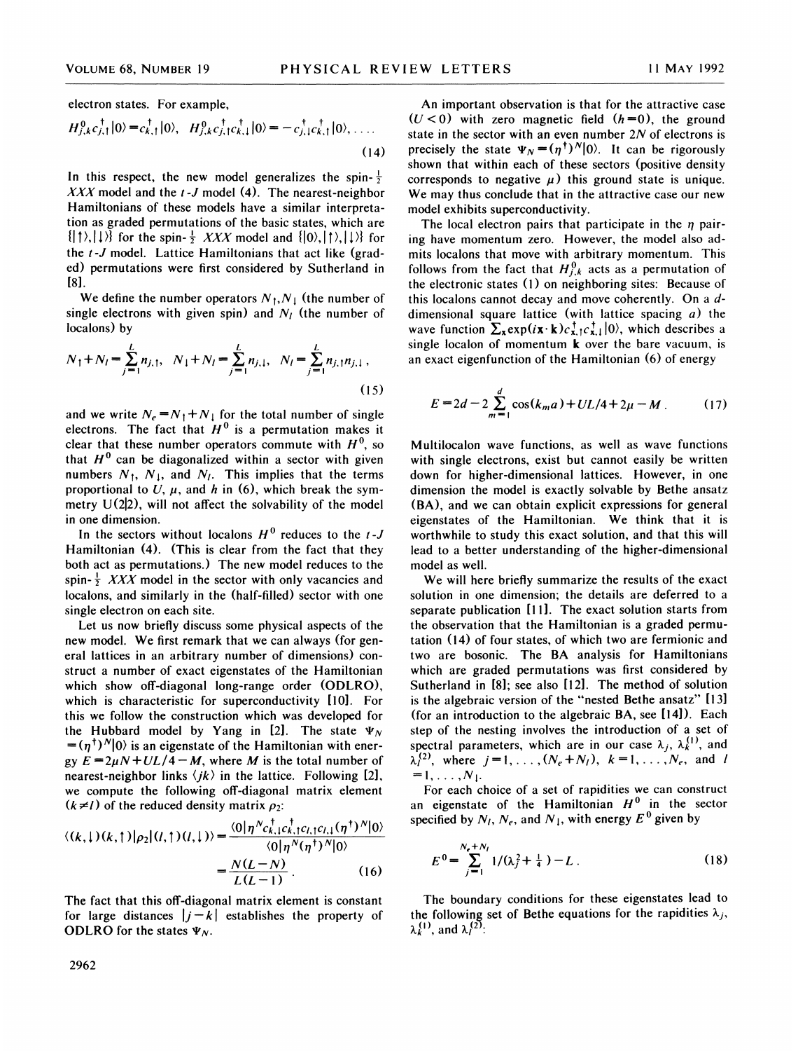electron states. For example,

$$H^0_{j,k} c^\dagger_{j,\uparrow}|0\rangle = c^\dagger_{k,\uparrow}|0\rangle, \quad H^0_{j,k} c^\dagger_{j,\uparrow} c^\dagger_{k,\downarrow}|0\rangle = -c^\dagger_{j,\downarrow} c^\dagger_{k,\uparrow}|0\rangle, \ldots \tag{14}$$

In this respect, the new model generalizes the spin-$\frac{1}{2}$ *XXX* model and the *t-J* model (4). The nearest-neighbor Hamiltonians of these models have a similar interpretation as graded permutations of the basic states, which are $\{|\uparrow\rangle, |\downarrow\rangle\}$ for the spin-$\frac{1}{2}$ *XXX* model and $\{|0\rangle, |\uparrow\rangle, |\downarrow\rangle\}$ for the *t-J* model. Lattice Hamiltonians that act like (graded) permutations were first considered by Sutherland in [8].

We define the number operators $N_\uparrow, N_\downarrow$ (the number of single electrons with given spin) and $N_l$ (the number of localons) by

$$N_\uparrow + N_l = \sum_{j=1}^{L} n_{j,\uparrow}, \quad N_\downarrow + N_l = \sum_{j=1}^{L} n_{j,\downarrow}, \quad N_l = \sum_{j=1}^{L} n_{j,\uparrow} n_{j,\downarrow}, \tag{15}$$

and we write $N_e = N_\uparrow + N_\downarrow$ for the total number of single electrons. The fact that $H^0$ is a permutation makes it clear that these number operators commute with $H^0$, so that $H^0$ can be diagonalized within a sector with given numbers $N_\uparrow$, $N_\downarrow$, and $N_l$. This implies that the terms proportional to $U$, $\mu$, and $h$ in (6), which break the symmetry U(2|2), will not affect the solvability of the model in one dimension.

In the sectors without localons $H^0$ reduces to the *t-J* Hamiltonian (4). (This is clear from the fact that they both act as permutations.) The new model reduces to the spin-$\frac{1}{2}$ *XXX* model in the sector with only vacancies and localons, and similarly in the (half-filled) sector with one single electron on each site.

Let us now briefly discuss some physical aspects of the new model. We first remark that we can always (for general lattices in an arbitrary number of dimensions) construct a number of exact eigenstates of the Hamiltonian which show off-diagonal long-range order (ODLRO), which is characteristic for superconductivity [10]. For this we follow the construction which was developed for the Hubbard model by Yang in [2]. The state $\Psi_N = (\eta^\dagger)^N|0\rangle$ is an eigenstate of the Hamiltonian with energy $E = 2\mu N + UL/4 - M$, where $M$ is the total number of nearest-neighbor links $\langle jk\rangle$ in the lattice. Following [2], we compute the following off-diagonal matrix element ($k \neq l$) of the reduced density matrix $\rho_2$:

$$\langle (k,\downarrow)(k,\uparrow)|\rho_2|(l,\uparrow)(l,\downarrow)\rangle = \frac{\langle 0|\eta^N c^\dagger_{k,\downarrow} c^\dagger_{k,\uparrow} c_{l,\uparrow} c_{l,\downarrow} (\eta^\dagger)^N|0\rangle}{\langle 0|\eta^N (\eta^\dagger)^N|0\rangle} = \frac{N(L-N)}{L(L-1)}. \tag{16}$$

The fact that this off-diagonal matrix element is constant for large distances $|j-k|$ establishes the property of ODLRO for the states $\Psi_N$.

An important observation is that for the attractive case ($U<0$) with zero magnetic field ($h=0$), the ground state in the sector with an even number $2N$ of electrons is precisely the state $\Psi_N = (\eta^\dagger)^N|0\rangle$. It can be rigorously shown that within each of these sectors (positive density corresponds to negative $\mu$) this ground state is unique. We may thus conclude that in the attractive case our new model exhibits superconductivity.

The local electron pairs that participate in the $\eta$ pairing have momentum zero. However, the model also admits localons that move with arbitrary momentum. This follows from the fact that $H^0_{j,k}$ acts as a permutation of the electronic states (1) on neighboring sites: Because of this localons cannot decay and move coherently. On a $d$-dimensional square lattice (with lattice spacing $a$) the wave function $\sum_{\mathbf{x}} \exp(i\mathbf{x}\cdot\mathbf{k}) c^\dagger_{\mathbf{x},\uparrow} c^\dagger_{\mathbf{x},\downarrow}|0\rangle$, which describes a single localon of momentum $\mathbf{k}$ over the bare vacuum, is an exact eigenfunction of the Hamiltonian (6) of energy

$$E = 2d - 2\sum_{m=1}^{d} \cos(k_m a) + UL/4 + 2\mu - M. \tag{17}$$

Multilocalon wave functions, as well as wave functions with single electrons, exist but cannot easily be written down for higher-dimensional lattices. However, in one dimension the model is exactly solvable by Bethe ansatz (BA), and we can obtain explicit expressions for general eigenstates of the Hamiltonian. We think that it is worthwhile to study this exact solution, and that this will lead to a better understanding of the higher-dimensional model as well.

We will here briefly summarize the results of the exact solution in one dimension; the details are deferred to a separate publication [11]. The exact solution starts from the observation that the Hamiltonian is a graded permutation (14) of four states, of which two are fermionic and two are bosonic. The BA analysis for Hamiltonians which are graded permutations was first considered by Sutherland in [8]; see also [12]. The method of solution is the algebraic version of the "nested Bethe ansatz" [13] (for an introduction to the algebraic BA, see [14]). Each step of the nesting involves the introduction of a set of spectral parameters, which are in our case $\lambda_j$, $\lambda_k^{(1)}$, and $\lambda_l^{(2)}$, where $j = 1, \ldots, (N_e + N_l)$, $k = 1, \ldots, N_e$, and $l = 1, \ldots, N_\downarrow$.

For each choice of a set of rapidities we can construct an eigenstate of the Hamiltonian $H^0$ in the sector specified by $N_l$, $N_e$, and $N_\downarrow$, with energy $E^0$ given by

$$E^0 = \sum_{j=1}^{N_e+N_l} 1/(\lambda_j^2 + \tfrac{1}{4}) - L. \tag{18}$$

The boundary conditions for these eigenstates lead to the following set of Bethe equations for the rapidities $\lambda_j$, $\lambda_k^{(1)}$, and $\lambda_l^{(2)}$: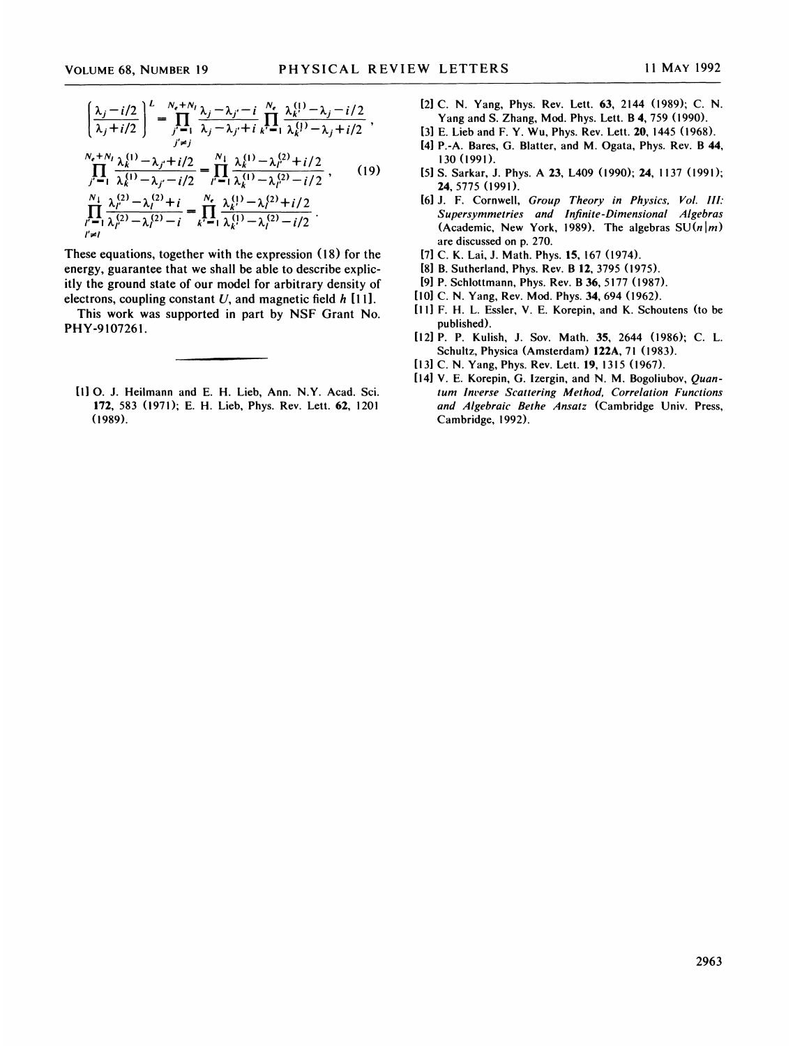$$\left(\frac{\lambda_j - i/2}{\lambda_j + i/2}\right)^L = \prod_{\substack{j'=1\\ j'\neq j}}^{N_e+N_l} \frac{\lambda_j - \lambda_{j'} - i}{\lambda_j - \lambda_{j'} + i} \prod_{k'=1}^{N_e} \frac{\lambda_{k'}^{(1)} - \lambda_j - i/2}{\lambda_{k'}^{(1)} - \lambda_j + i/2},$$

$$\prod_{j'=1}^{N_e+N_l} \frac{\lambda_k^{(1)} - \lambda_{j'} + i/2}{\lambda_k^{(1)} - \lambda_{j'} - i/2} = \prod_{l'=1}^{N_\downarrow} \frac{\lambda_k^{(1)} - \lambda_{l'}^{(2)} + i/2}{\lambda_k^{(1)} - \lambda_{l'}^{(2)} - i/2}, \tag{19}$$

$$\prod_{\substack{l'=1\\ l'\neq l}}^{N_\downarrow} \frac{\lambda_{l'}^{(2)} - \lambda_l^{(2)} + i}{\lambda_{l'}^{(2)} - \lambda_l^{(2)} - i} = \prod_{k'=1}^{N_e} \frac{\lambda_{k'}^{(1)} - \lambda_l^{(2)} + i/2}{\lambda_{k'}^{(1)} - \lambda_l^{(2)} - i/2}.$$

These equations, together with the expression (18) for the energy, guarantee that we shall be able to describe explicitly the ground state of our model for arbitrary density of electrons, coupling constant $U$, and magnetic field $h$ [11].

This work was supported in part by NSF Grant No. PHY-9107261.

---

[1] O. J. Heilmann and E. H. Lieb, Ann. N.Y. Acad. Sci. **172**, 583 (1971); E. H. Lieb, Phys. Rev. Lett. **62**, 1201 (1989).

[2] C. N. Yang, Phys. Rev. Lett. **63**, 2144 (1989); C. N. Yang and S. Zhang, Mod. Phys. Lett. B **4**, 759 (1990).

[3] E. Lieb and F. Y. Wu, Phys. Rev. Lett. **20**, 1445 (1968).

[4] P.-A. Bares, G. Blatter, and M. Ogata, Phys. Rev. B **44**, 130 (1991).

[5] S. Sarkar, J. Phys. A **23**, L409 (1990); **24**, 1137 (1991); **24**, 5775 (1991).

[6] J. F. Cornwell, *Group Theory in Physics, Vol. III: Supersymmetries and Infinite-Dimensional Algebras* (Academic, New York, 1989). The algebras SU($n|m$) are discussed on p. 270.

[7] C. K. Lai, J. Math. Phys. **15**, 167 (1974).

[8] B. Sutherland, Phys. Rev. B **12**, 3795 (1975).

[9] P. Schlottmann, Phys. Rev. B **36**, 5177 (1987).

[10] C. N. Yang, Rev. Mod. Phys. **34**, 694 (1962).

[11] F. H. L. Essler, V. E. Korepin, and K. Schoutens (to be published).

[12] P. P. Kulish, J. Sov. Math. **35**, 2644 (1986); C. L. Schultz, Physica (Amsterdam) **122A**, 71 (1983).

[13] C. N. Yang, Phys. Rev. Lett. **19**, 1315 (1967).

[14] V. E. Korepin, G. Izergin, and N. M. Bogoliubov, *Quantum Inverse Scattering Method, Correlation Functions and Algebraic Bethe Ansatz* (Cambridge Univ. Press, Cambridge, 1992).